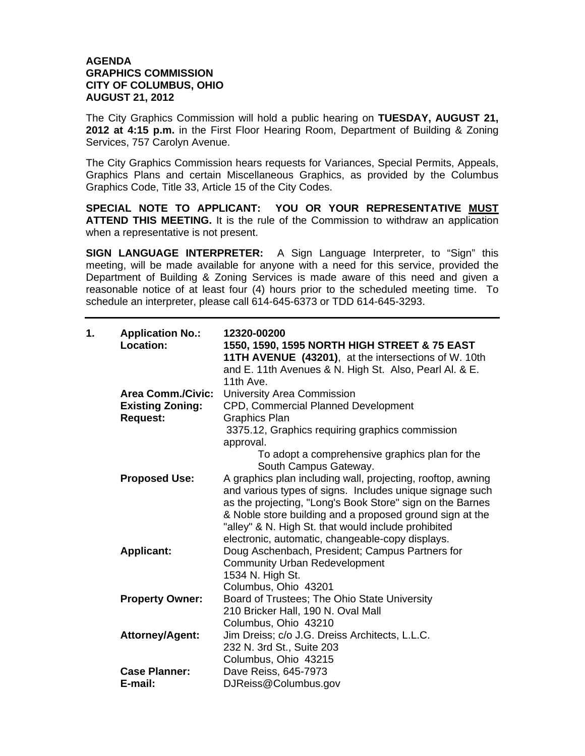**AGENDA**
**GRAPHICS COMMISSION**
**CITY OF COLUMBUS, OHIO**
**AUGUST 21, 2012**

The City Graphics Commission will hold a public hearing on **TUESDAY, AUGUST 21, 2012 at 4:15 p.m.** in the First Floor Hearing Room, Department of Building & Zoning Services, 757 Carolyn Avenue.

The City Graphics Commission hears requests for Variances, Special Permits, Appeals, Graphics Plans and certain Miscellaneous Graphics, as provided by the Columbus Graphics Code, Title 33, Article 15 of the City Codes.

**SPECIAL NOTE TO APPLICANT: YOU OR YOUR REPRESENTATIVE MUST ATTEND THIS MEETING.** It is the rule of the Commission to withdraw an application when a representative is not present.

**SIGN LANGUAGE INTERPRETER:** A Sign Language Interpreter, to "Sign" this meeting, will be made available for anyone with a need for this service, provided the Department of Building & Zoning Services is made aware of this need and given a reasonable notice of at least four (4) hours prior to the scheduled meeting time. To schedule an interpreter, please call 614-645-6373 or TDD 614-645-3293.

---

**1.**

**Application No.:** **12320-00200**

**Location:** **1550, 1590, 1595 NORTH HIGH STREET & 75 EAST 11TH AVENUE (43201)**, at the intersections of W. 10th and E. 11th Avenues & N. High St. Also, Pearl Al. & E. 11th Ave.

**Area Comm./Civic:** University Area Commission

**Existing Zoning:** CPD, Commercial Planned Development

**Request:** Graphics Plan
3375.12, Graphics requiring graphics commission approval.
To adopt a comprehensive graphics plan for the South Campus Gateway.

**Proposed Use:** A graphics plan including wall, projecting, rooftop, awning and various types of signs. Includes unique signage such as the projecting, "Long's Book Store" sign on the Barnes & Noble store building and a proposed ground sign at the "alley" & N. High St. that would include prohibited electronic, automatic, changeable-copy displays.

**Applicant:** Doug Aschenbach, President; Campus Partners for Community Urban Redevelopment
1534 N. High St.
Columbus, Ohio 43201

**Property Owner:** Board of Trustees; The Ohio State University
210 Bricker Hall, 190 N. Oval Mall
Columbus, Ohio 43210

**Attorney/Agent:** Jim Dreiss; c/o J.G. Dreiss Architects, L.L.C.
232 N. 3rd St., Suite 203
Columbus, Ohio 43215

**Case Planner:** Dave Reiss, 645-7973

**E-mail:** DJReiss@Columbus.gov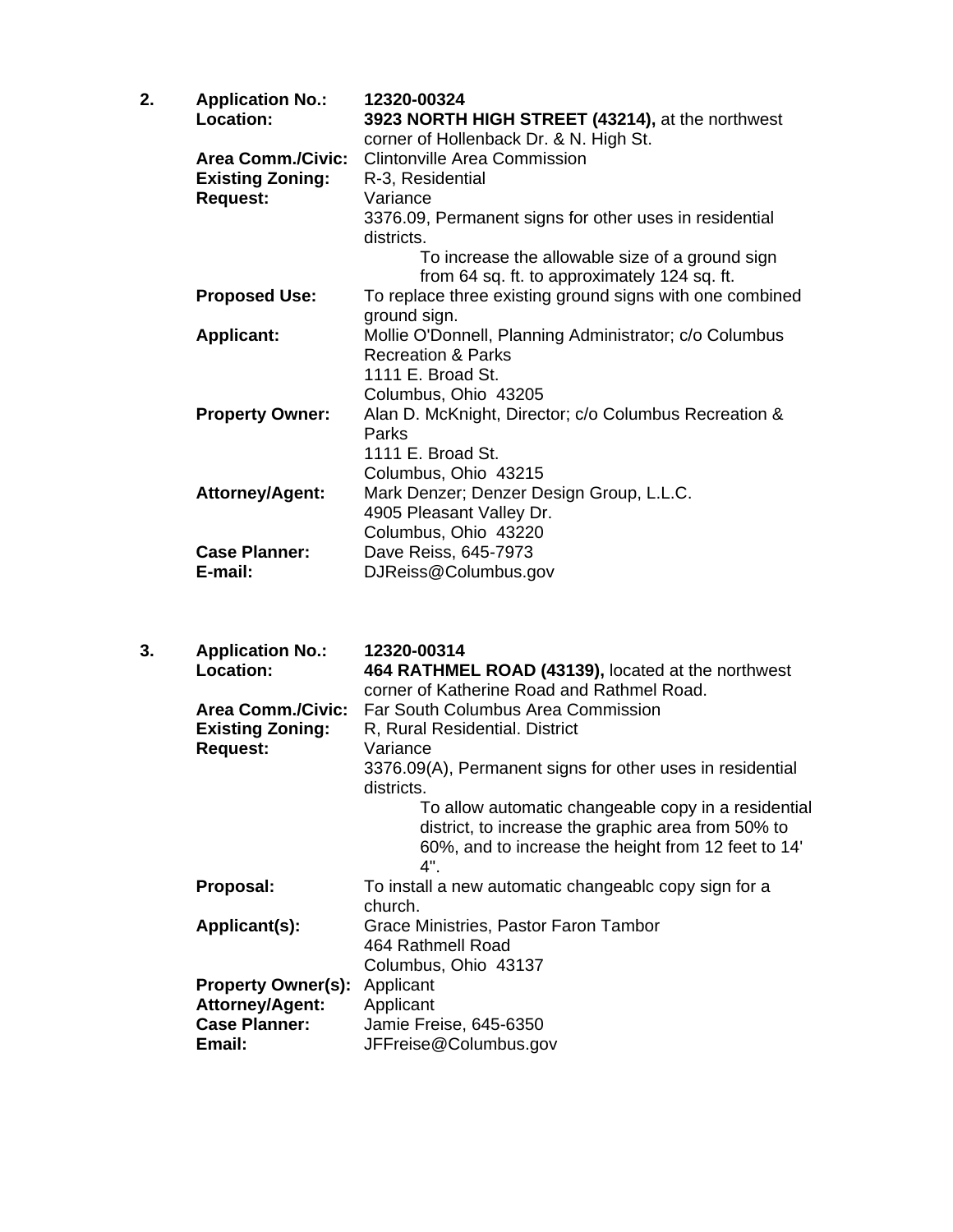2. **Application No.:** **12320-00324**

**Location:** **3923 NORTH HIGH STREET (43214),** at the northwest corner of Hollenback Dr. & N. High St.

**Area Comm./Civic:** Clintonville Area Commission

**Existing Zoning:** R-3, Residential

**Request:** Variance

3376.09, Permanent signs for other uses in residential districts.

To increase the allowable size of a ground sign from 64 sq. ft. to approximately 124 sq. ft.

**Proposed Use:** To replace three existing ground signs with one combined ground sign.

**Applicant:** Mollie O'Donnell, Planning Administrator; c/o Columbus Recreation & Parks
1111 E. Broad St.
Columbus, Ohio 43205

**Property Owner:** Alan D. McKnight, Director; c/o Columbus Recreation & Parks
1111 E. Broad St.
Columbus, Ohio 43215

**Attorney/Agent:** Mark Denzer; Denzer Design Group, L.L.C.
4905 Pleasant Valley Dr.
Columbus, Ohio 43220

**Case Planner:** Dave Reiss, 645-7973

**E-mail:** DJReiss@Columbus.gov

3. **Application No.:** **12320-00314**

**Location:** **464 RATHMEL ROAD (43139),** located at the northwest corner of Katherine Road and Rathmel Road.

**Area Comm./Civic:** Far South Columbus Area Commission

**Existing Zoning:** R, Rural Residential. District

**Request:** Variance

3376.09(A), Permanent signs for other uses in residential districts.

To allow automatic changeable copy in a residential district, to increase the graphic area from 50% to 60%, and to increase the height from 12 feet to 14' 4".

**Proposal:** To install a new automatic changeablc copy sign for a church.

**Applicant(s):** Grace Ministries, Pastor Faron Tambor
464 Rathmell Road
Columbus, Ohio 43137

**Property Owner(s):** Applicant

**Attorney/Agent:** Applicant

**Case Planner:** Jamie Freise, 645-6350

**Email:** JFFreise@Columbus.gov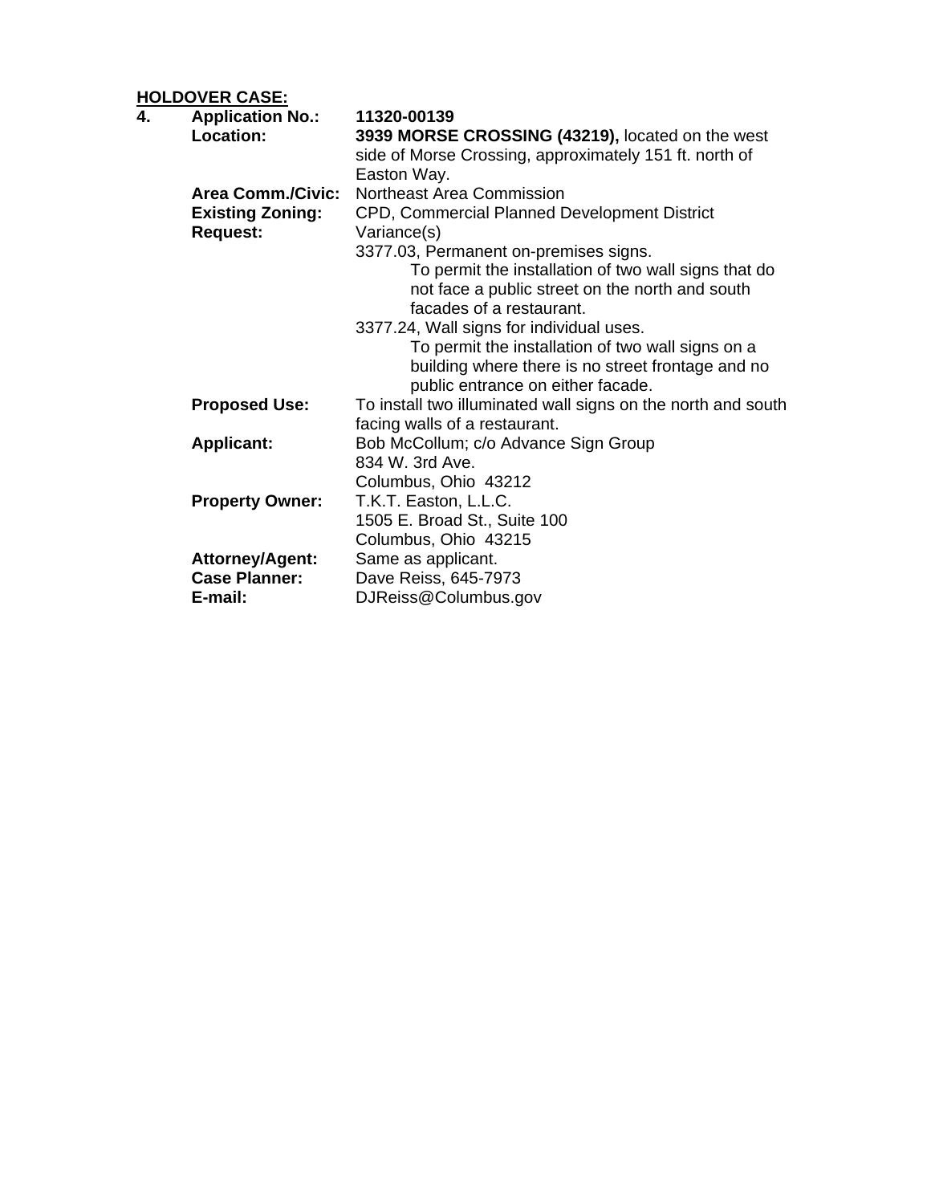**HOLDOVER CASE:**

**4. Application No.:** **11320-00139**

**Location:** **3939 MORSE CROSSING (43219),** located on the west side of Morse Crossing, approximately 151 ft. north of Easton Way.

**Area Comm./Civic:** Northeast Area Commission

**Existing Zoning:** CPD, Commercial Planned Development District

**Request:** Variance(s)

3377.03, Permanent on-premises signs.
To permit the installation of two wall signs that do not face a public street on the north and south facades of a restaurant.

3377.24, Wall signs for individual uses.
To permit the installation of two wall signs on a building where there is no street frontage and no public entrance on either facade.

**Proposed Use:** To install two illuminated wall signs on the north and south facing walls of a restaurant.

**Applicant:** Bob McCollum; c/o Advance Sign Group
834 W. 3rd Ave.
Columbus, Ohio 43212

**Property Owner:** T.K.T. Easton, L.L.C.
1505 E. Broad St., Suite 100
Columbus, Ohio 43215

**Attorney/Agent:** Same as applicant.

**Case Planner:** Dave Reiss, 645-7973

**E-mail:** DJReiss@Columbus.gov